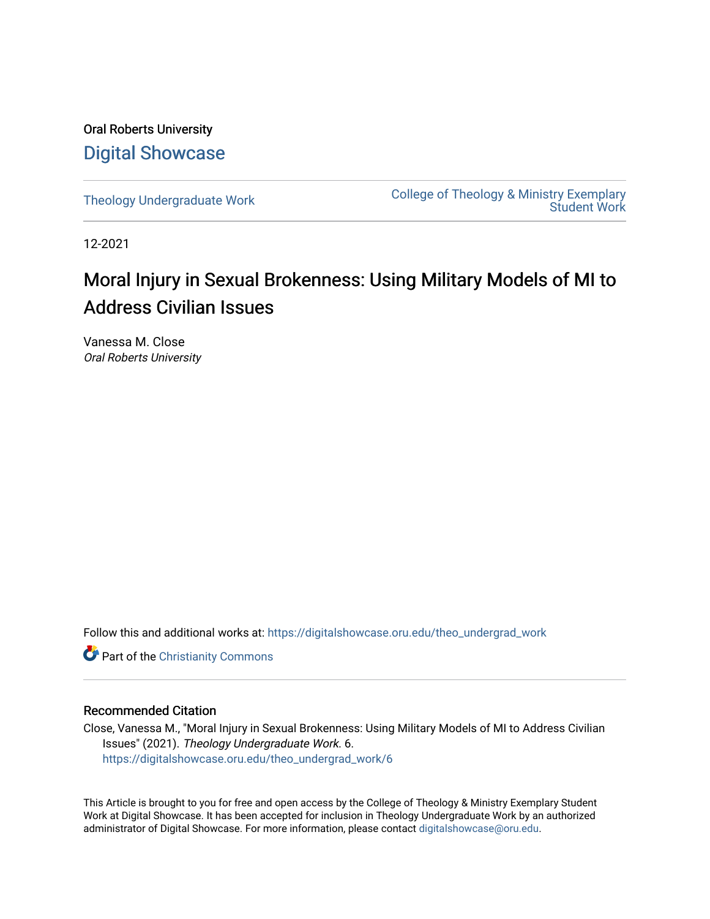Oral Roberts University

# Digital Showcase

Theology Undergraduate Work

College of Theology & Ministry Exemplary Student Work

12-2021

# Moral Injury in Sexual Brokenness: Using Military Models of MI to Address Civilian Issues

Vanessa M. Close
*Oral Roberts University*

Follow this and additional works at: https://digitalshowcase.oru.edu/theo_undergrad_work

Part of the Christianity Commons

## Recommended Citation

Close, Vanessa M., "Moral Injury in Sexual Brokenness: Using Military Models of MI to Address Civilian Issues" (2021). *Theology Undergraduate Work*. 6.
https://digitalshowcase.oru.edu/theo_undergrad_work/6

This Article is brought to you for free and open access by the College of Theology & Ministry Exemplary Student Work at Digital Showcase. It has been accepted for inclusion in Theology Undergraduate Work by an authorized administrator of Digital Showcase. For more information, please contact digitalshowcase@oru.edu.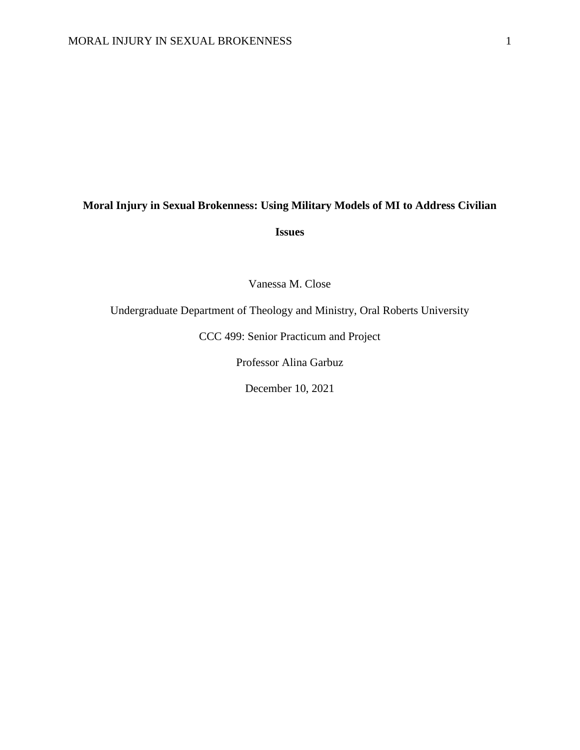**Moral Injury in Sexual Brokenness: Using Military Models of MI to Address Civilian Issues**

Vanessa M. Close

Undergraduate Department of Theology and Ministry, Oral Roberts University

CCC 499: Senior Practicum and Project

Professor Alina Garbuz

December 10, 2021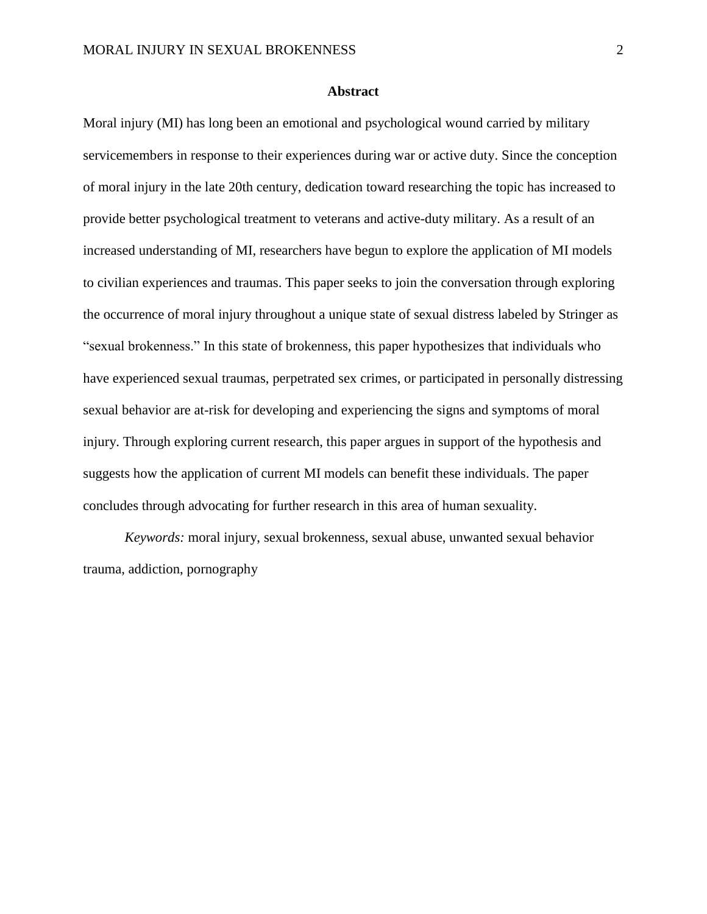## Abstract

Moral injury (MI) has long been an emotional and psychological wound carried by military servicemembers in response to their experiences during war or active duty. Since the conception of moral injury in the late 20th century, dedication toward researching the topic has increased to provide better psychological treatment to veterans and active-duty military. As a result of an increased understanding of MI, researchers have begun to explore the application of MI models to civilian experiences and traumas. This paper seeks to join the conversation through exploring the occurrence of moral injury throughout a unique state of sexual distress labeled by Stringer as "sexual brokenness." In this state of brokenness, this paper hypothesizes that individuals who have experienced sexual traumas, perpetrated sex crimes, or participated in personally distressing sexual behavior are at-risk for developing and experiencing the signs and symptoms of moral injury. Through exploring current research, this paper argues in support of the hypothesis and suggests how the application of current MI models can benefit these individuals. The paper concludes through advocating for further research in this area of human sexuality.

*Keywords:* moral injury, sexual brokenness, sexual abuse, unwanted sexual behavior trauma, addiction, pornography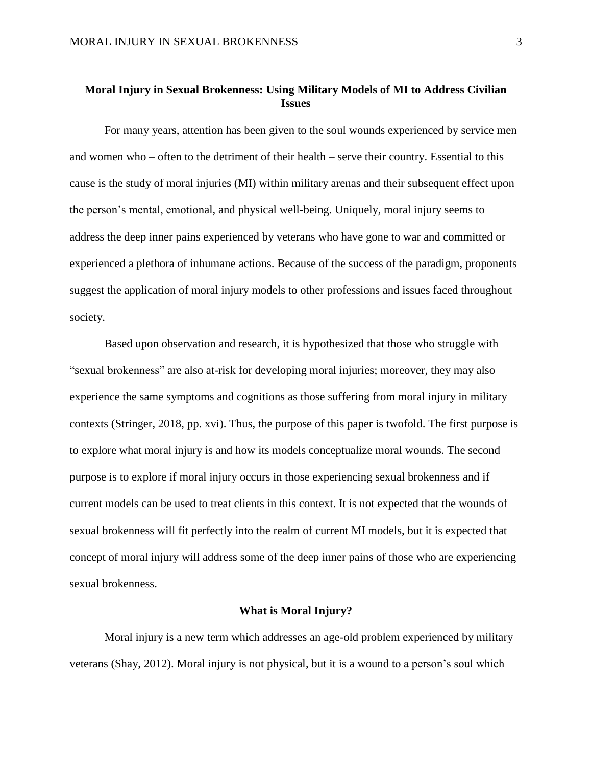**Moral Injury in Sexual Brokenness: Using Military Models of MI to Address Civilian Issues**

For many years, attention has been given to the soul wounds experienced by service men and women who – often to the detriment of their health – serve their country. Essential to this cause is the study of moral injuries (MI) within military arenas and their subsequent effect upon the person's mental, emotional, and physical well-being. Uniquely, moral injury seems to address the deep inner pains experienced by veterans who have gone to war and committed or experienced a plethora of inhumane actions. Because of the success of the paradigm, proponents suggest the application of moral injury models to other professions and issues faced throughout society.

Based upon observation and research, it is hypothesized that those who struggle with "sexual brokenness" are also at-risk for developing moral injuries; moreover, they may also experience the same symptoms and cognitions as those suffering from moral injury in military contexts (Stringer, 2018, pp. xvi). Thus, the purpose of this paper is twofold. The first purpose is to explore what moral injury is and how its models conceptualize moral wounds. The second purpose is to explore if moral injury occurs in those experiencing sexual brokenness and if current models can be used to treat clients in this context. It is not expected that the wounds of sexual brokenness will fit perfectly into the realm of current MI models, but it is expected that concept of moral injury will address some of the deep inner pains of those who are experiencing sexual brokenness.

**What is Moral Injury?**

Moral injury is a new term which addresses an age-old problem experienced by military veterans (Shay, 2012). Moral injury is not physical, but it is a wound to a person's soul which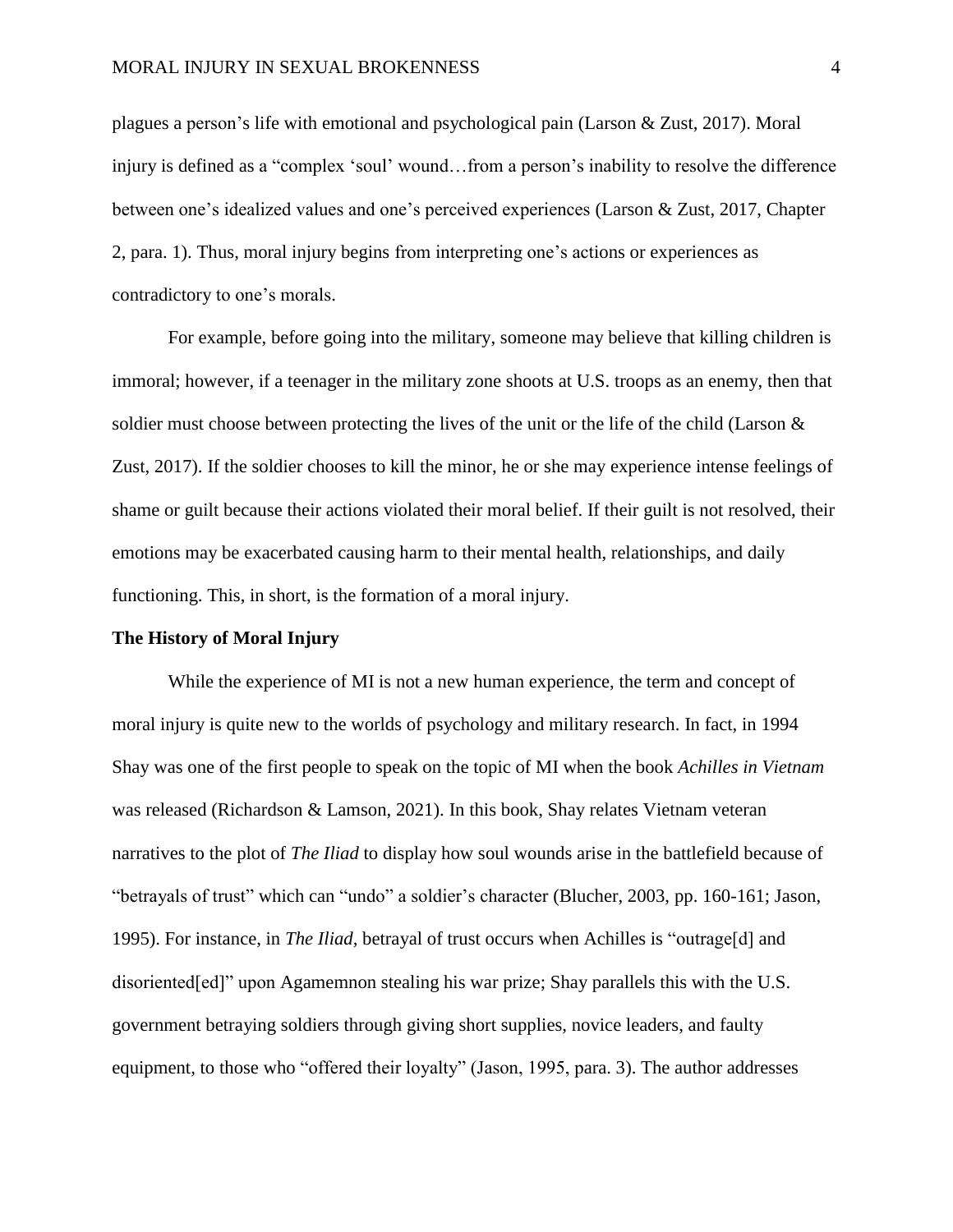plagues a person's life with emotional and psychological pain (Larson & Zust, 2017). Moral injury is defined as a "complex 'soul' wound…from a person's inability to resolve the difference between one's idealized values and one's perceived experiences (Larson & Zust, 2017, Chapter 2, para. 1). Thus, moral injury begins from interpreting one's actions or experiences as contradictory to one's morals.

For example, before going into the military, someone may believe that killing children is immoral; however, if a teenager in the military zone shoots at U.S. troops as an enemy, then that soldier must choose between protecting the lives of the unit or the life of the child (Larson & Zust, 2017). If the soldier chooses to kill the minor, he or she may experience intense feelings of shame or guilt because their actions violated their moral belief. If their guilt is not resolved, their emotions may be exacerbated causing harm to their mental health, relationships, and daily functioning. This, in short, is the formation of a moral injury.

**The History of Moral Injury**

While the experience of MI is not a new human experience, the term and concept of moral injury is quite new to the worlds of psychology and military research. In fact, in 1994 Shay was one of the first people to speak on the topic of MI when the book *Achilles in Vietnam* was released (Richardson & Lamson, 2021). In this book, Shay relates Vietnam veteran narratives to the plot of *The Iliad* to display how soul wounds arise in the battlefield because of "betrayals of trust" which can "undo" a soldier's character (Blucher, 2003, pp. 160-161; Jason, 1995). For instance, in *The Iliad,* betrayal of trust occurs when Achilles is "outrage[d] and disoriented[ed]" upon Agamemnon stealing his war prize; Shay parallels this with the U.S. government betraying soldiers through giving short supplies, novice leaders, and faulty equipment, to those who "offered their loyalty" (Jason, 1995, para. 3). The author addresses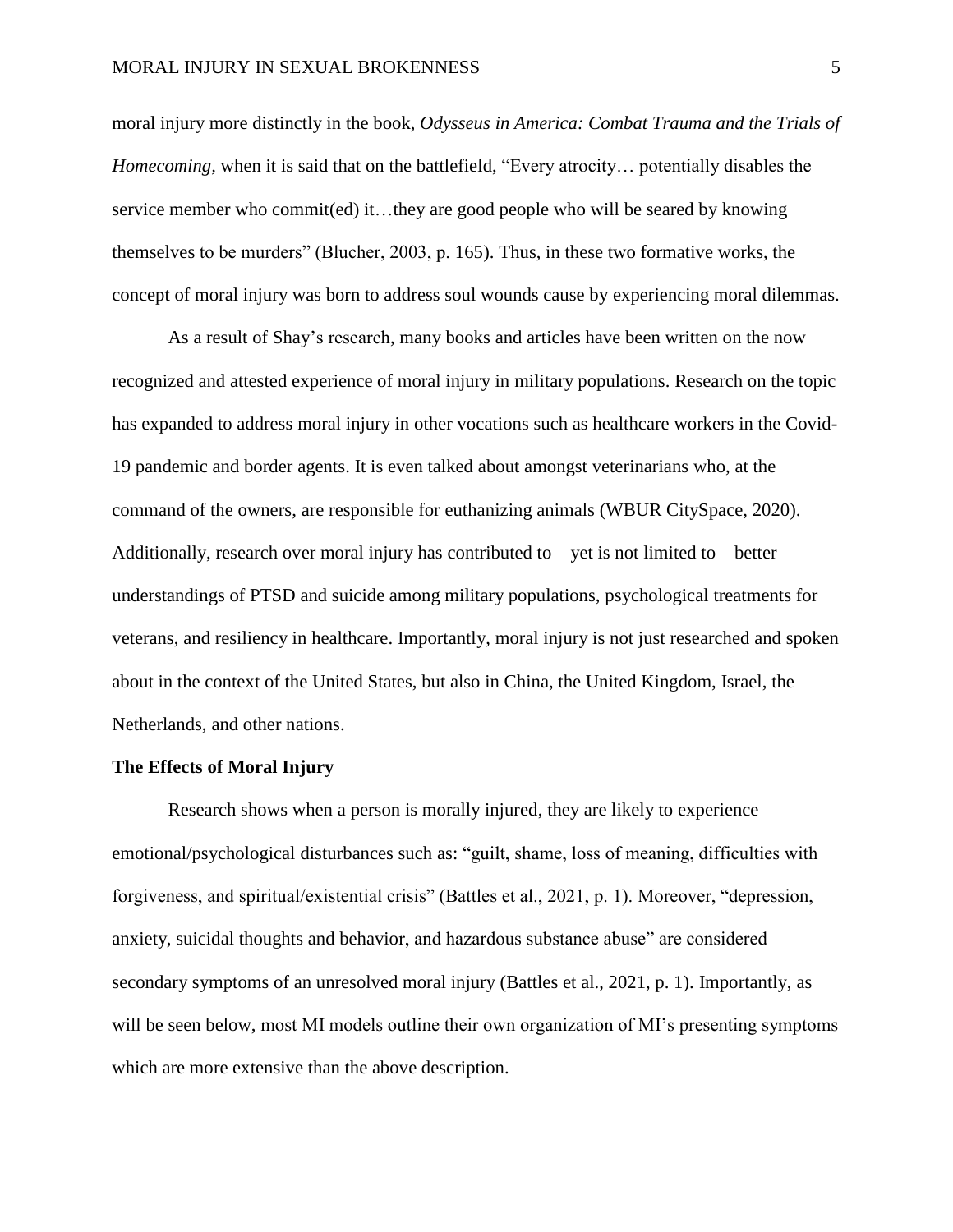moral injury more distinctly in the book, *Odysseus in America: Combat Trauma and the Trials of Homecoming*, when it is said that on the battlefield, "Every atrocity… potentially disables the service member who commit(ed) it…they are good people who will be seared by knowing themselves to be murders" (Blucher, 2003, p. 165). Thus, in these two formative works, the concept of moral injury was born to address soul wounds cause by experiencing moral dilemmas.

As a result of Shay's research, many books and articles have been written on the now recognized and attested experience of moral injury in military populations. Research on the topic has expanded to address moral injury in other vocations such as healthcare workers in the Covid-19 pandemic and border agents. It is even talked about amongst veterinarians who, at the command of the owners, are responsible for euthanizing animals (WBUR CitySpace, 2020). Additionally, research over moral injury has contributed to – yet is not limited to – better understandings of PTSD and suicide among military populations, psychological treatments for veterans, and resiliency in healthcare. Importantly, moral injury is not just researched and spoken about in the context of the United States, but also in China, the United Kingdom, Israel, the Netherlands, and other nations.

**The Effects of Moral Injury**

Research shows when a person is morally injured, they are likely to experience emotional/psychological disturbances such as: "guilt, shame, loss of meaning, difficulties with forgiveness, and spiritual/existential crisis" (Battles et al., 2021, p. 1). Moreover, "depression, anxiety, suicidal thoughts and behavior, and hazardous substance abuse" are considered secondary symptoms of an unresolved moral injury (Battles et al., 2021, p. 1). Importantly, as will be seen below, most MI models outline their own organization of MI's presenting symptoms which are more extensive than the above description.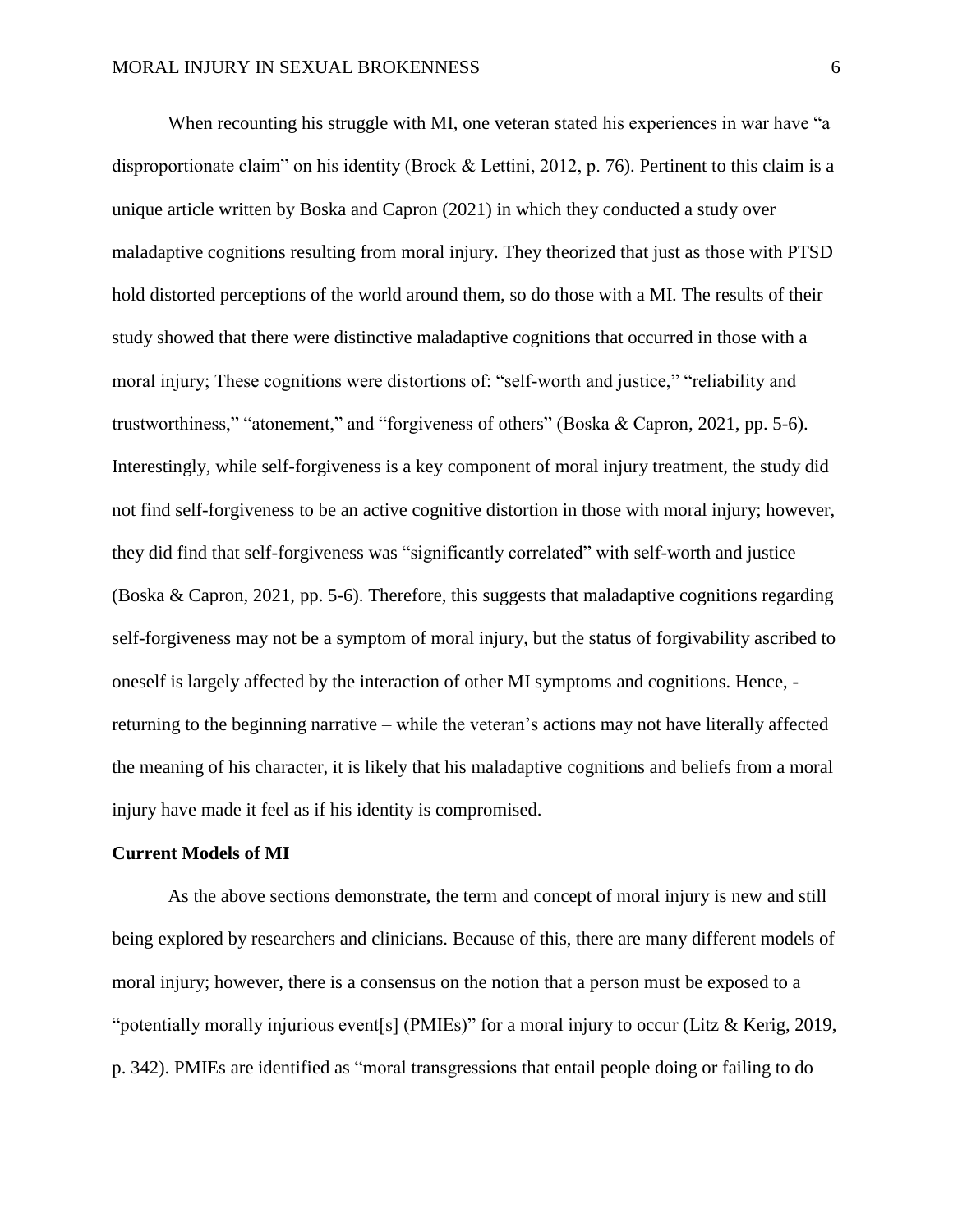When recounting his struggle with MI, one veteran stated his experiences in war have "a disproportionate claim" on his identity (Brock & Lettini, 2012, p. 76). Pertinent to this claim is a unique article written by Boska and Capron (2021) in which they conducted a study over maladaptive cognitions resulting from moral injury. They theorized that just as those with PTSD hold distorted perceptions of the world around them, so do those with a MI. The results of their study showed that there were distinctive maladaptive cognitions that occurred in those with a moral injury; These cognitions were distortions of: "self-worth and justice," "reliability and trustworthiness," "atonement," and "forgiveness of others" (Boska & Capron, 2021, pp. 5-6). Interestingly, while self-forgiveness is a key component of moral injury treatment, the study did not find self-forgiveness to be an active cognitive distortion in those with moral injury; however, they did find that self-forgiveness was "significantly correlated" with self-worth and justice (Boska & Capron, 2021, pp. 5-6). Therefore, this suggests that maladaptive cognitions regarding self-forgiveness may not be a symptom of moral injury, but the status of forgivability ascribed to oneself is largely affected by the interaction of other MI symptoms and cognitions. Hence, - returning to the beginning narrative – while the veteran's actions may not have literally affected the meaning of his character, it is likely that his maladaptive cognitions and beliefs from a moral injury have made it feel as if his identity is compromised.

**Current Models of MI**

As the above sections demonstrate, the term and concept of moral injury is new and still being explored by researchers and clinicians. Because of this, there are many different models of moral injury; however, there is a consensus on the notion that a person must be exposed to a "potentially morally injurious event[s] (PMIEs)" for a moral injury to occur (Litz & Kerig, 2019, p. 342). PMIEs are identified as "moral transgressions that entail people doing or failing to do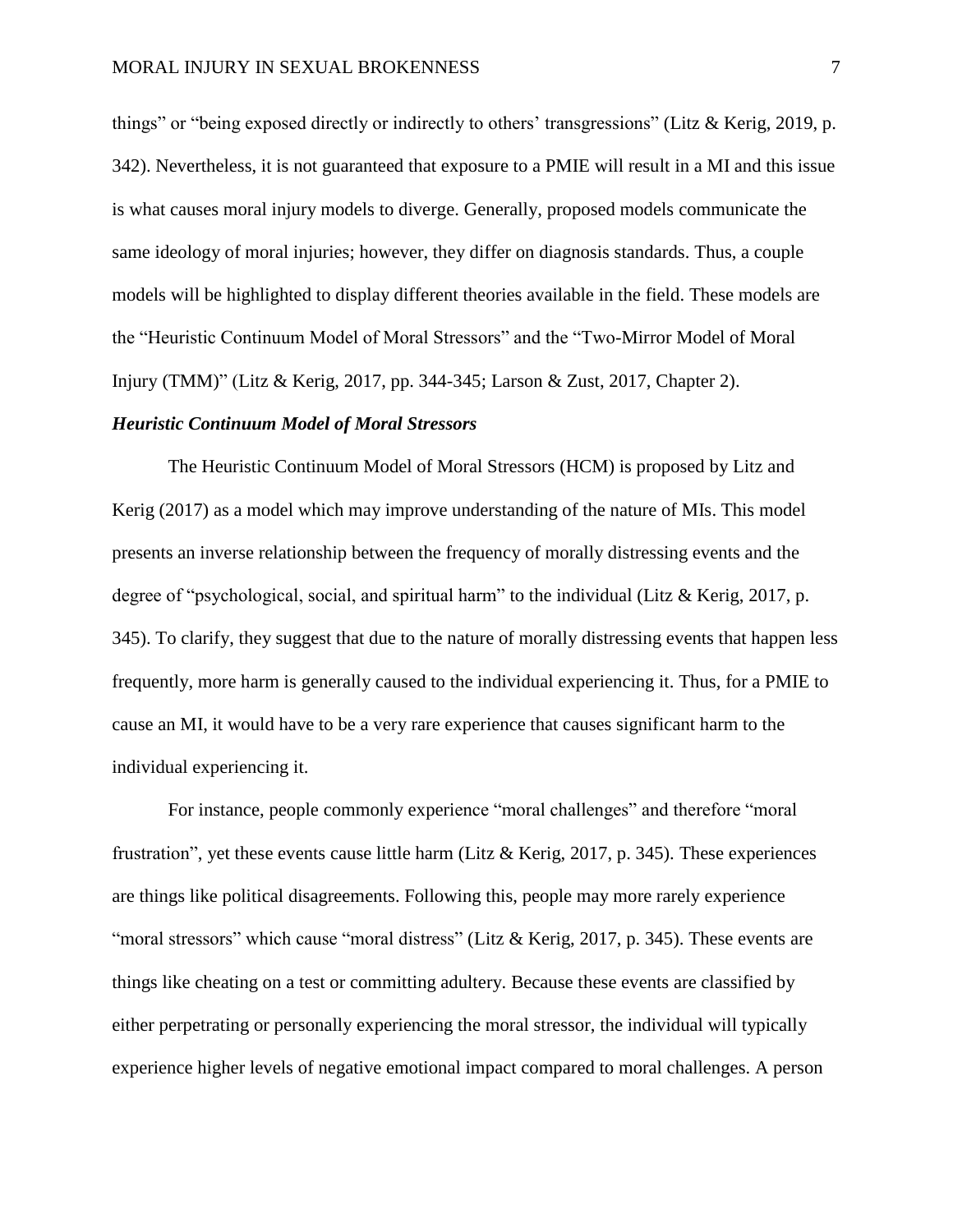things" or "being exposed directly or indirectly to others' transgressions" (Litz & Kerig, 2019, p. 342). Nevertheless, it is not guaranteed that exposure to a PMIE will result in a MI and this issue is what causes moral injury models to diverge. Generally, proposed models communicate the same ideology of moral injuries; however, they differ on diagnosis standards. Thus, a couple models will be highlighted to display different theories available in the field. These models are the "Heuristic Continuum Model of Moral Stressors" and the "Two-Mirror Model of Moral Injury (TMM)" (Litz & Kerig, 2017, pp. 344-345; Larson & Zust, 2017, Chapter 2).

### ***Heuristic Continuum Model of Moral Stressors***

The Heuristic Continuum Model of Moral Stressors (HCM) is proposed by Litz and Kerig (2017) as a model which may improve understanding of the nature of MIs. This model presents an inverse relationship between the frequency of morally distressing events and the degree of "psychological, social, and spiritual harm" to the individual (Litz & Kerig, 2017, p. 345). To clarify, they suggest that due to the nature of morally distressing events that happen less frequently, more harm is generally caused to the individual experiencing it. Thus, for a PMIE to cause an MI, it would have to be a very rare experience that causes significant harm to the individual experiencing it.

For instance, people commonly experience "moral challenges" and therefore "moral frustration", yet these events cause little harm (Litz & Kerig, 2017, p. 345). These experiences are things like political disagreements. Following this, people may more rarely experience "moral stressors" which cause "moral distress" (Litz & Kerig, 2017, p. 345). These events are things like cheating on a test or committing adultery. Because these events are classified by either perpetrating or personally experiencing the moral stressor, the individual will typically experience higher levels of negative emotional impact compared to moral challenges. A person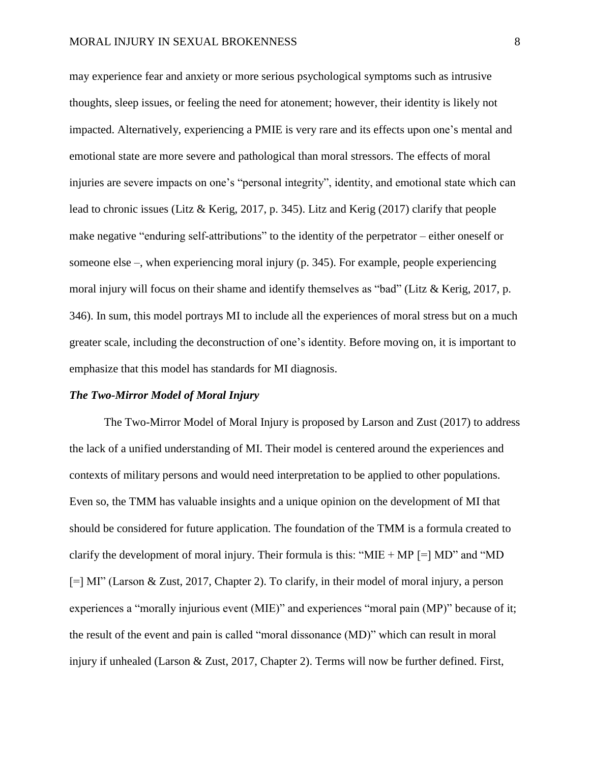may experience fear and anxiety or more serious psychological symptoms such as intrusive thoughts, sleep issues, or feeling the need for atonement; however, their identity is likely not impacted. Alternatively, experiencing a PMIE is very rare and its effects upon one's mental and emotional state are more severe and pathological than moral stressors. The effects of moral injuries are severe impacts on one's "personal integrity", identity, and emotional state which can lead to chronic issues (Litz & Kerig, 2017, p. 345). Litz and Kerig (2017) clarify that people make negative "enduring self-attributions" to the identity of the perpetrator – either oneself or someone else –, when experiencing moral injury (p. 345). For example, people experiencing moral injury will focus on their shame and identify themselves as "bad" (Litz & Kerig, 2017, p. 346). In sum, this model portrays MI to include all the experiences of moral stress but on a much greater scale, including the deconstruction of one's identity. Before moving on, it is important to emphasize that this model has standards for MI diagnosis.

### ***The Two-Mirror Model of Moral Injury***

The Two-Mirror Model of Moral Injury is proposed by Larson and Zust (2017) to address the lack of a unified understanding of MI. Their model is centered around the experiences and contexts of military persons and would need interpretation to be applied to other populations. Even so, the TMM has valuable insights and a unique opinion on the development of MI that should be considered for future application. The foundation of the TMM is a formula created to clarify the development of moral injury. Their formula is this: "MIE + MP [=] MD" and "MD [=] MI" (Larson & Zust, 2017, Chapter 2). To clarify, in their model of moral injury, a person experiences a "morally injurious event (MIE)" and experiences "moral pain (MP)" because of it; the result of the event and pain is called "moral dissonance (MD)" which can result in moral injury if unhealed (Larson & Zust, 2017, Chapter 2). Terms will now be further defined. First,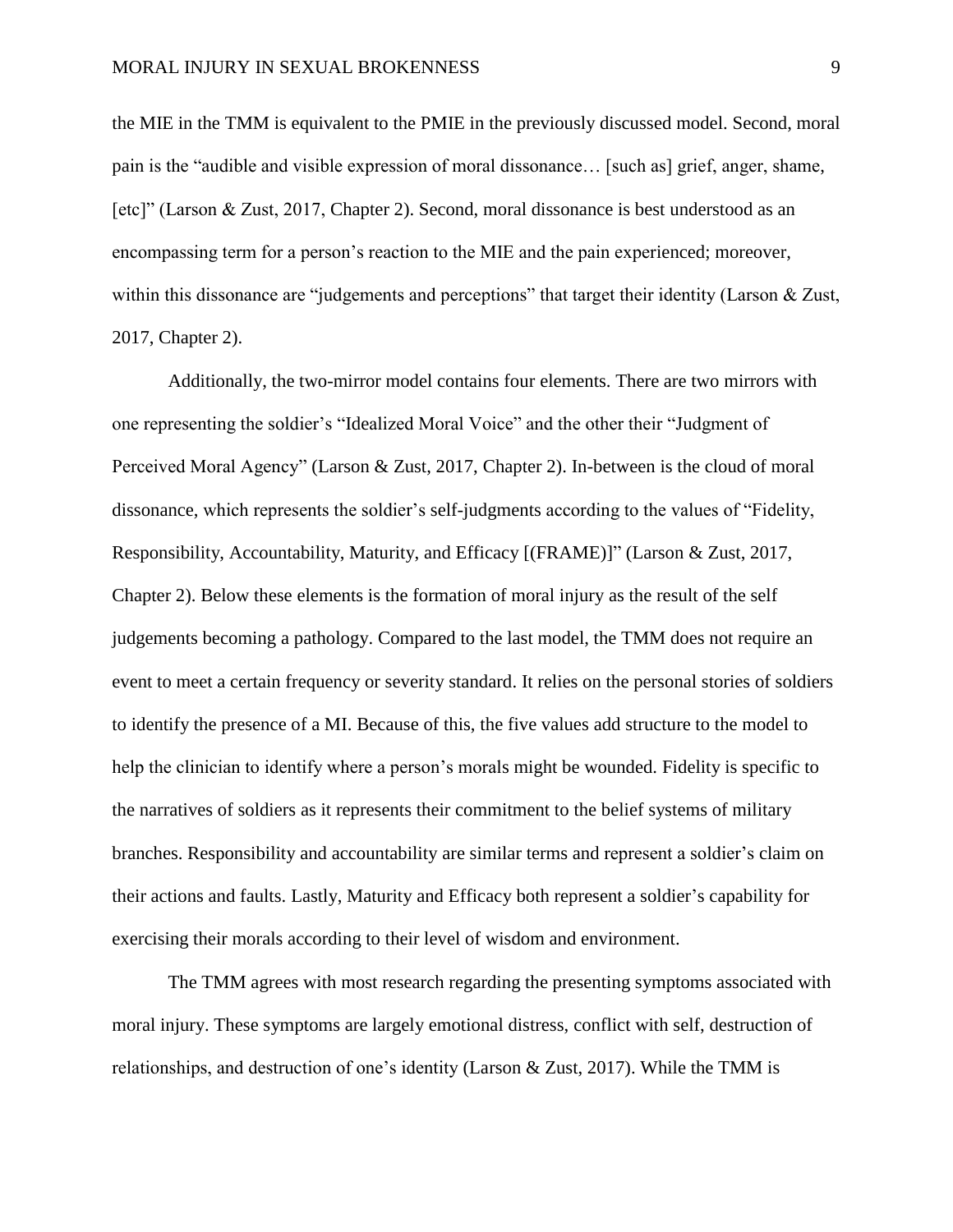the MIE in the TMM is equivalent to the PMIE in the previously discussed model. Second, moral pain is the "audible and visible expression of moral dissonance… [such as] grief, anger, shame, [etc]" (Larson & Zust, 2017, Chapter 2). Second, moral dissonance is best understood as an encompassing term for a person's reaction to the MIE and the pain experienced; moreover, within this dissonance are "judgements and perceptions" that target their identity (Larson & Zust, 2017, Chapter 2).

Additionally, the two-mirror model contains four elements. There are two mirrors with one representing the soldier's "Idealized Moral Voice" and the other their "Judgment of Perceived Moral Agency" (Larson & Zust, 2017, Chapter 2). In-between is the cloud of moral dissonance, which represents the soldier's self-judgments according to the values of "Fidelity, Responsibility, Accountability, Maturity, and Efficacy [(FRAME)]" (Larson & Zust, 2017, Chapter 2). Below these elements is the formation of moral injury as the result of the self judgements becoming a pathology. Compared to the last model, the TMM does not require an event to meet a certain frequency or severity standard. It relies on the personal stories of soldiers to identify the presence of a MI. Because of this, the five values add structure to the model to help the clinician to identify where a person's morals might be wounded. Fidelity is specific to the narratives of soldiers as it represents their commitment to the belief systems of military branches. Responsibility and accountability are similar terms and represent a soldier's claim on their actions and faults. Lastly, Maturity and Efficacy both represent a soldier's capability for exercising their morals according to their level of wisdom and environment.

The TMM agrees with most research regarding the presenting symptoms associated with moral injury. These symptoms are largely emotional distress, conflict with self, destruction of relationships, and destruction of one's identity (Larson & Zust, 2017). While the TMM is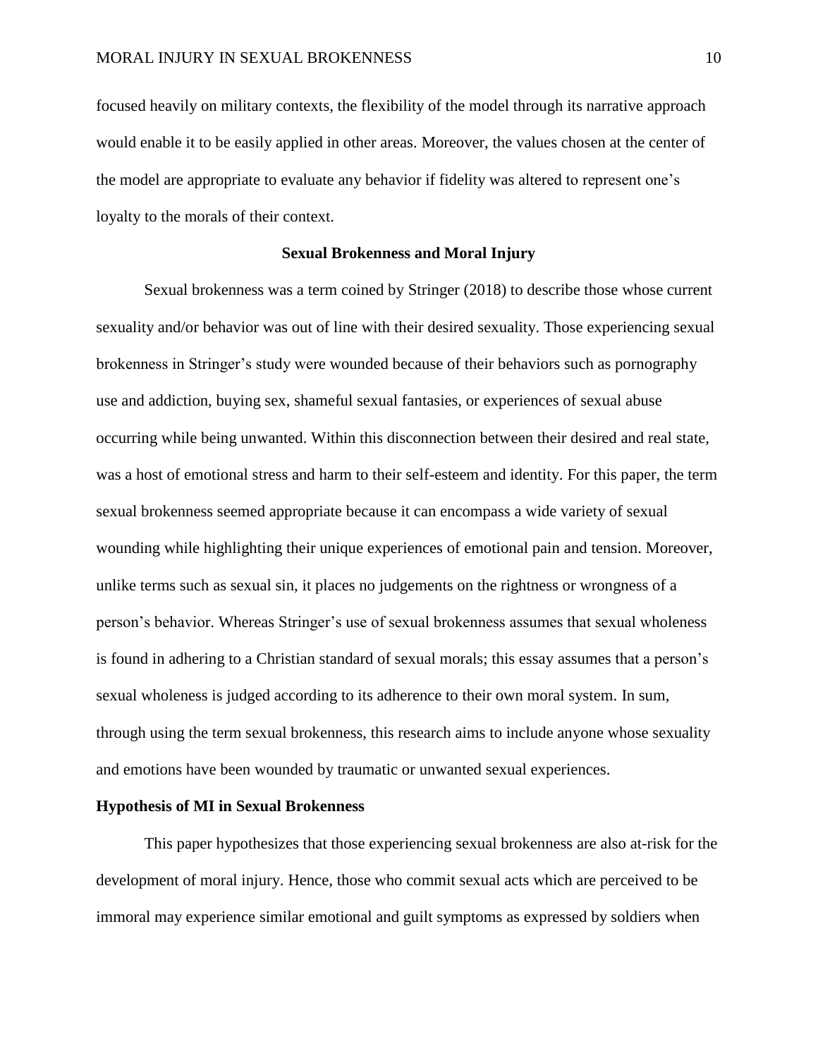focused heavily on military contexts, the flexibility of the model through its narrative approach would enable it to be easily applied in other areas. Moreover, the values chosen at the center of the model are appropriate to evaluate any behavior if fidelity was altered to represent one's loyalty to the morals of their context.

## Sexual Brokenness and Moral Injury

Sexual brokenness was a term coined by Stringer (2018) to describe those whose current sexuality and/or behavior was out of line with their desired sexuality. Those experiencing sexual brokenness in Stringer's study were wounded because of their behaviors such as pornography use and addiction, buying sex, shameful sexual fantasies, or experiences of sexual abuse occurring while being unwanted. Within this disconnection between their desired and real state, was a host of emotional stress and harm to their self-esteem and identity. For this paper, the term sexual brokenness seemed appropriate because it can encompass a wide variety of sexual wounding while highlighting their unique experiences of emotional pain and tension. Moreover, unlike terms such as sexual sin, it places no judgements on the rightness or wrongness of a person's behavior. Whereas Stringer's use of sexual brokenness assumes that sexual wholeness is found in adhering to a Christian standard of sexual morals; this essay assumes that a person's sexual wholeness is judged according to its adherence to their own moral system. In sum, through using the term sexual brokenness, this research aims to include anyone whose sexuality and emotions have been wounded by traumatic or unwanted sexual experiences.

### Hypothesis of MI in Sexual Brokenness

This paper hypothesizes that those experiencing sexual brokenness are also at-risk for the development of moral injury. Hence, those who commit sexual acts which are perceived to be immoral may experience similar emotional and guilt symptoms as expressed by soldiers when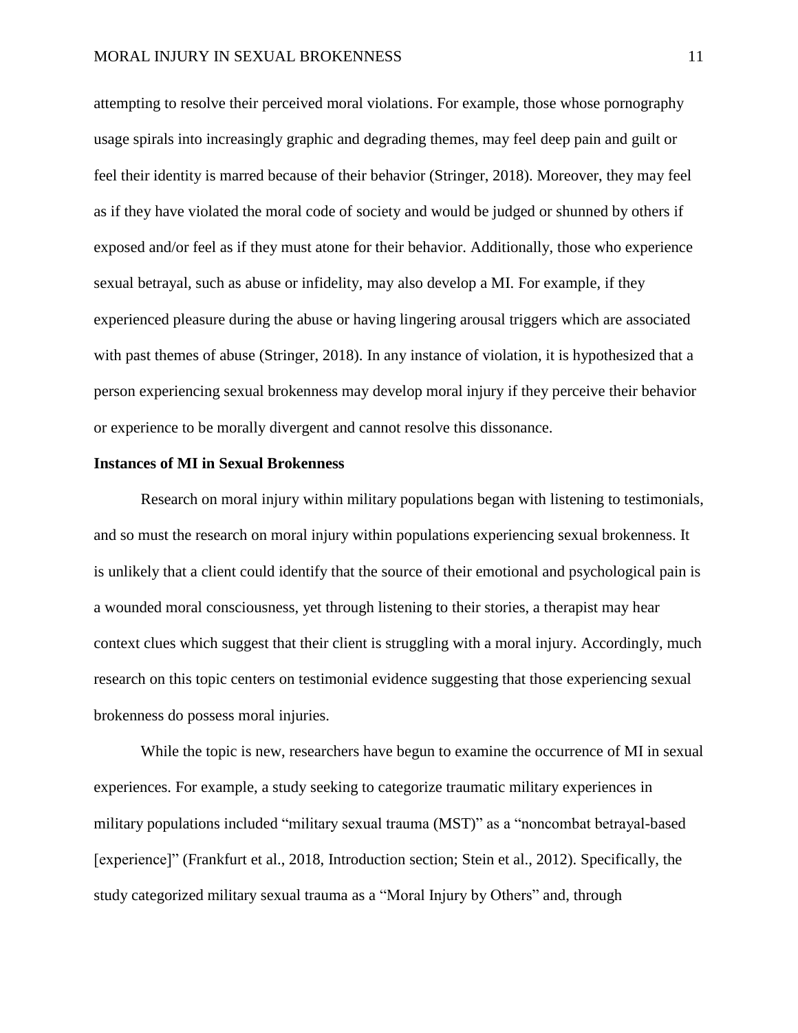attempting to resolve their perceived moral violations. For example, those whose pornography usage spirals into increasingly graphic and degrading themes, may feel deep pain and guilt or feel their identity is marred because of their behavior (Stringer, 2018). Moreover, they may feel as if they have violated the moral code of society and would be judged or shunned by others if exposed and/or feel as if they must atone for their behavior. Additionally, those who experience sexual betrayal, such as abuse or infidelity, may also develop a MI. For example, if they experienced pleasure during the abuse or having lingering arousal triggers which are associated with past themes of abuse (Stringer, 2018). In any instance of violation, it is hypothesized that a person experiencing sexual brokenness may develop moral injury if they perceive their behavior or experience to be morally divergent and cannot resolve this dissonance.

**Instances of MI in Sexual Brokenness**

Research on moral injury within military populations began with listening to testimonials, and so must the research on moral injury within populations experiencing sexual brokenness. It is unlikely that a client could identify that the source of their emotional and psychological pain is a wounded moral consciousness, yet through listening to their stories, a therapist may hear context clues which suggest that their client is struggling with a moral injury. Accordingly, much research on this topic centers on testimonial evidence suggesting that those experiencing sexual brokenness do possess moral injuries.

While the topic is new, researchers have begun to examine the occurrence of MI in sexual experiences. For example, a study seeking to categorize traumatic military experiences in military populations included "military sexual trauma (MST)" as a "noncombat betrayal-based [experience]" (Frankfurt et al., 2018, Introduction section; Stein et al., 2012). Specifically, the study categorized military sexual trauma as a "Moral Injury by Others" and, through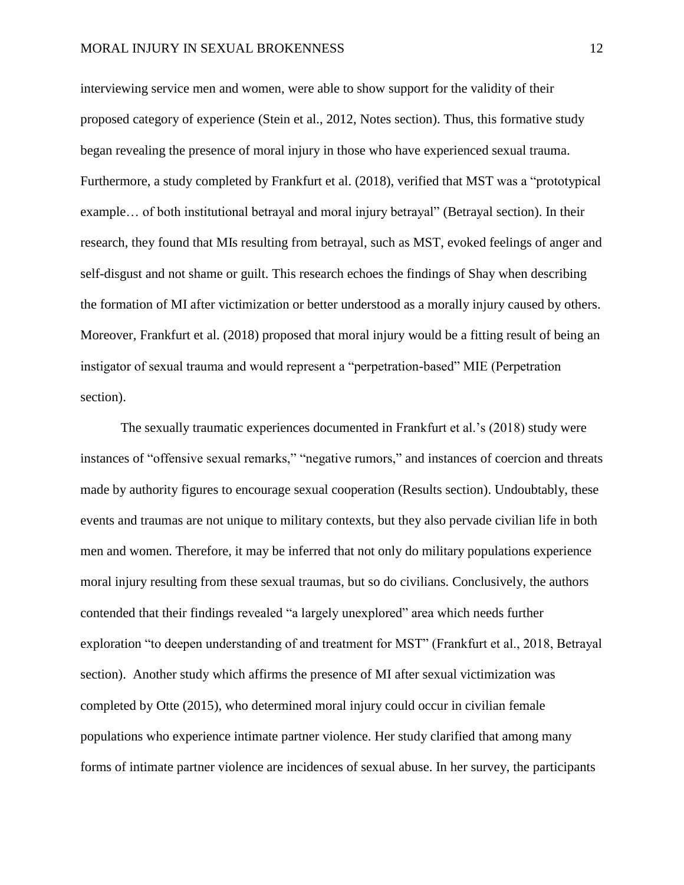interviewing service men and women, were able to show support for the validity of their proposed category of experience (Stein et al., 2012, Notes section). Thus, this formative study began revealing the presence of moral injury in those who have experienced sexual trauma. Furthermore, a study completed by Frankfurt et al. (2018), verified that MST was a "prototypical example… of both institutional betrayal and moral injury betrayal" (Betrayal section). In their research, they found that MIs resulting from betrayal, such as MST, evoked feelings of anger and self-disgust and not shame or guilt. This research echoes the findings of Shay when describing the formation of MI after victimization or better understood as a morally injury caused by others. Moreover, Frankfurt et al. (2018) proposed that moral injury would be a fitting result of being an instigator of sexual trauma and would represent a "perpetration-based" MIE (Perpetration section).

The sexually traumatic experiences documented in Frankfurt et al.'s (2018) study were instances of "offensive sexual remarks," "negative rumors," and instances of coercion and threats made by authority figures to encourage sexual cooperation (Results section). Undoubtably, these events and traumas are not unique to military contexts, but they also pervade civilian life in both men and women. Therefore, it may be inferred that not only do military populations experience moral injury resulting from these sexual traumas, but so do civilians. Conclusively, the authors contended that their findings revealed "a largely unexplored" area which needs further exploration "to deepen understanding of and treatment for MST" (Frankfurt et al., 2018, Betrayal section). Another study which affirms the presence of MI after sexual victimization was completed by Otte (2015), who determined moral injury could occur in civilian female populations who experience intimate partner violence. Her study clarified that among many forms of intimate partner violence are incidences of sexual abuse. In her survey, the participants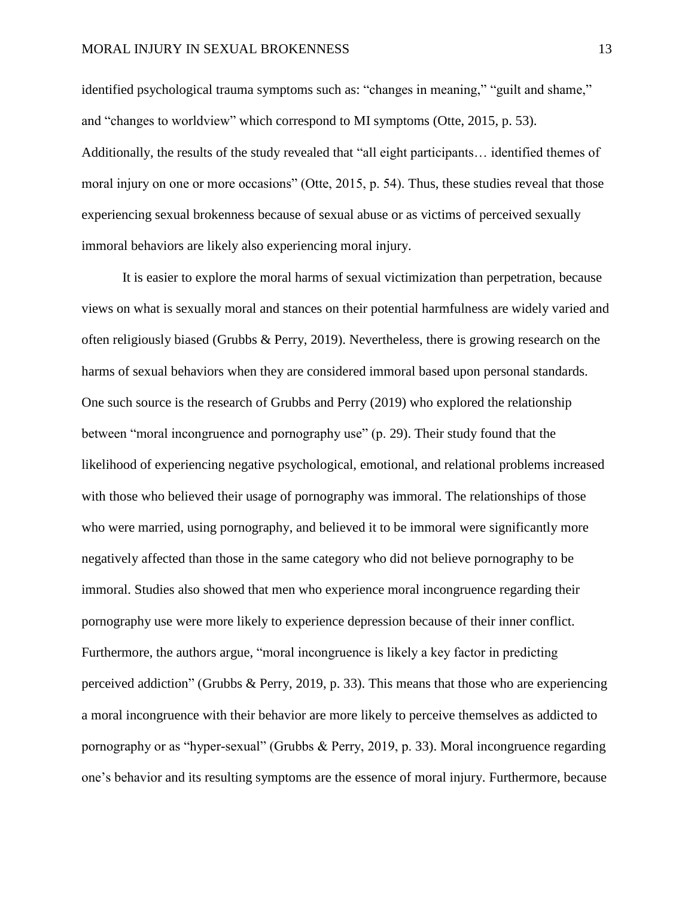identified psychological trauma symptoms such as: "changes in meaning," "guilt and shame," and "changes to worldview" which correspond to MI symptoms (Otte, 2015, p. 53). Additionally, the results of the study revealed that "all eight participants… identified themes of moral injury on one or more occasions" (Otte, 2015, p. 54). Thus, these studies reveal that those experiencing sexual brokenness because of sexual abuse or as victims of perceived sexually immoral behaviors are likely also experiencing moral injury.

It is easier to explore the moral harms of sexual victimization than perpetration, because views on what is sexually moral and stances on their potential harmfulness are widely varied and often religiously biased (Grubbs & Perry, 2019). Nevertheless, there is growing research on the harms of sexual behaviors when they are considered immoral based upon personal standards. One such source is the research of Grubbs and Perry (2019) who explored the relationship between "moral incongruence and pornography use" (p. 29). Their study found that the likelihood of experiencing negative psychological, emotional, and relational problems increased with those who believed their usage of pornography was immoral. The relationships of those who were married, using pornography, and believed it to be immoral were significantly more negatively affected than those in the same category who did not believe pornography to be immoral. Studies also showed that men who experience moral incongruence regarding their pornography use were more likely to experience depression because of their inner conflict. Furthermore, the authors argue, "moral incongruence is likely a key factor in predicting perceived addiction" (Grubbs & Perry, 2019, p. 33). This means that those who are experiencing a moral incongruence with their behavior are more likely to perceive themselves as addicted to pornography or as "hyper-sexual" (Grubbs & Perry, 2019, p. 33). Moral incongruence regarding one's behavior and its resulting symptoms are the essence of moral injury. Furthermore, because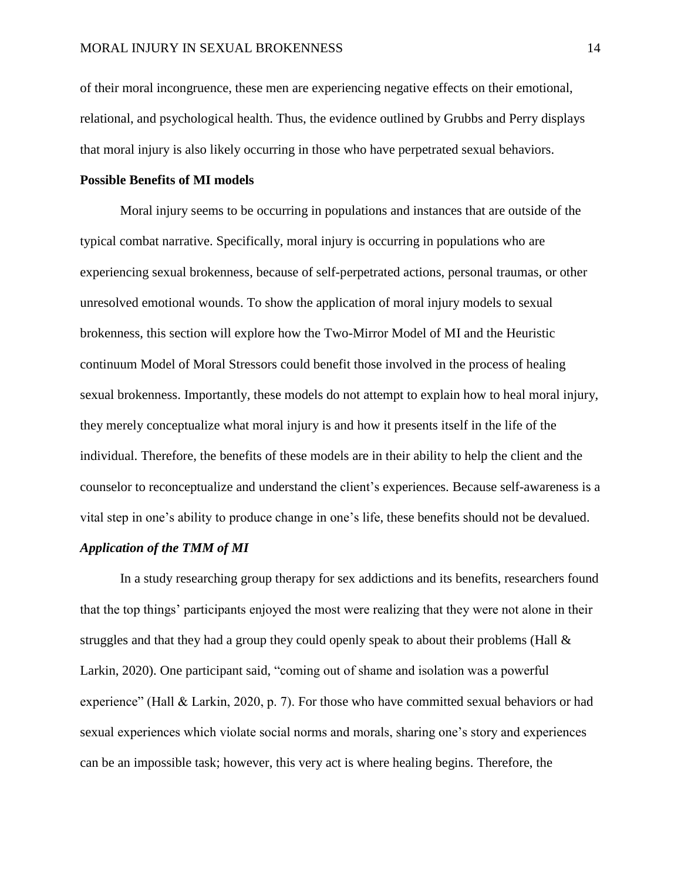of their moral incongruence, these men are experiencing negative effects on their emotional, relational, and psychological health. Thus, the evidence outlined by Grubbs and Perry displays that moral injury is also likely occurring in those who have perpetrated sexual behaviors.

### Possible Benefits of MI models

Moral injury seems to be occurring in populations and instances that are outside of the typical combat narrative. Specifically, moral injury is occurring in populations who are experiencing sexual brokenness, because of self-perpetrated actions, personal traumas, or other unresolved emotional wounds. To show the application of moral injury models to sexual brokenness, this section will explore how the Two-Mirror Model of MI and the Heuristic continuum Model of Moral Stressors could benefit those involved in the process of healing sexual brokenness. Importantly, these models do not attempt to explain how to heal moral injury, they merely conceptualize what moral injury is and how it presents itself in the life of the individual. Therefore, the benefits of these models are in their ability to help the client and the counselor to reconceptualize and understand the client's experiences. Because self-awareness is a vital step in one's ability to produce change in one's life, these benefits should not be devalued.

#### *Application of the TMM of MI*

In a study researching group therapy for sex addictions and its benefits, researchers found that the top things' participants enjoyed the most were realizing that they were not alone in their struggles and that they had a group they could openly speak to about their problems (Hall & Larkin, 2020). One participant said, "coming out of shame and isolation was a powerful experience" (Hall & Larkin, 2020, p. 7). For those who have committed sexual behaviors or had sexual experiences which violate social norms and morals, sharing one's story and experiences can be an impossible task; however, this very act is where healing begins. Therefore, the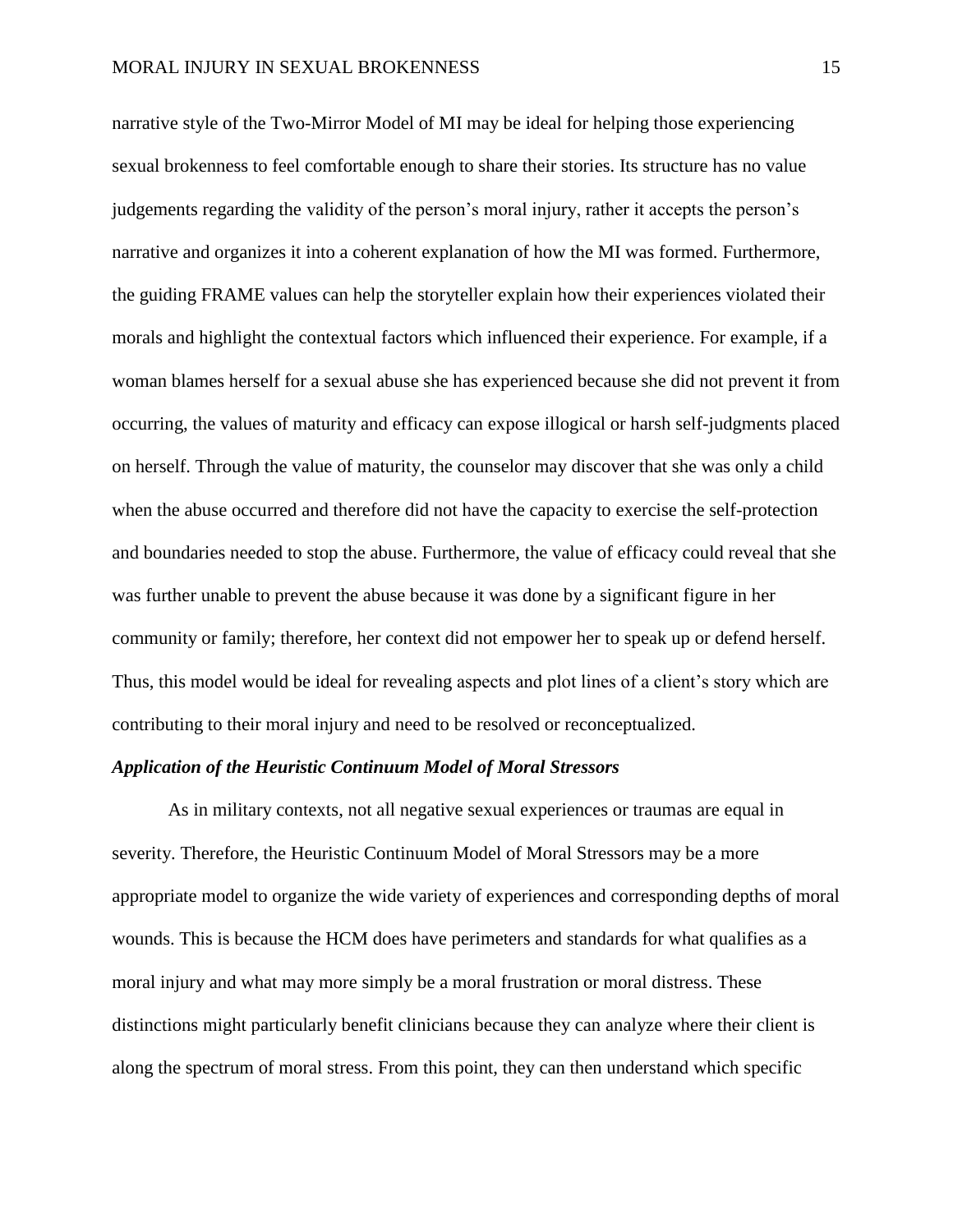narrative style of the Two-Mirror Model of MI may be ideal for helping those experiencing sexual brokenness to feel comfortable enough to share their stories. Its structure has no value judgements regarding the validity of the person's moral injury, rather it accepts the person's narrative and organizes it into a coherent explanation of how the MI was formed. Furthermore, the guiding FRAME values can help the storyteller explain how their experiences violated their morals and highlight the contextual factors which influenced their experience. For example, if a woman blames herself for a sexual abuse she has experienced because she did not prevent it from occurring, the values of maturity and efficacy can expose illogical or harsh self-judgments placed on herself. Through the value of maturity, the counselor may discover that she was only a child when the abuse occurred and therefore did not have the capacity to exercise the self-protection and boundaries needed to stop the abuse. Furthermore, the value of efficacy could reveal that she was further unable to prevent the abuse because it was done by a significant figure in her community or family; therefore, her context did not empower her to speak up or defend herself. Thus, this model would be ideal for revealing aspects and plot lines of a client's story which are contributing to their moral injury and need to be resolved or reconceptualized.

### *Application of the Heuristic Continuum Model of Moral Stressors*

As in military contexts, not all negative sexual experiences or traumas are equal in severity. Therefore, the Heuristic Continuum Model of Moral Stressors may be a more appropriate model to organize the wide variety of experiences and corresponding depths of moral wounds. This is because the HCM does have perimeters and standards for what qualifies as a moral injury and what may more simply be a moral frustration or moral distress. These distinctions might particularly benefit clinicians because they can analyze where their client is along the spectrum of moral stress. From this point, they can then understand which specific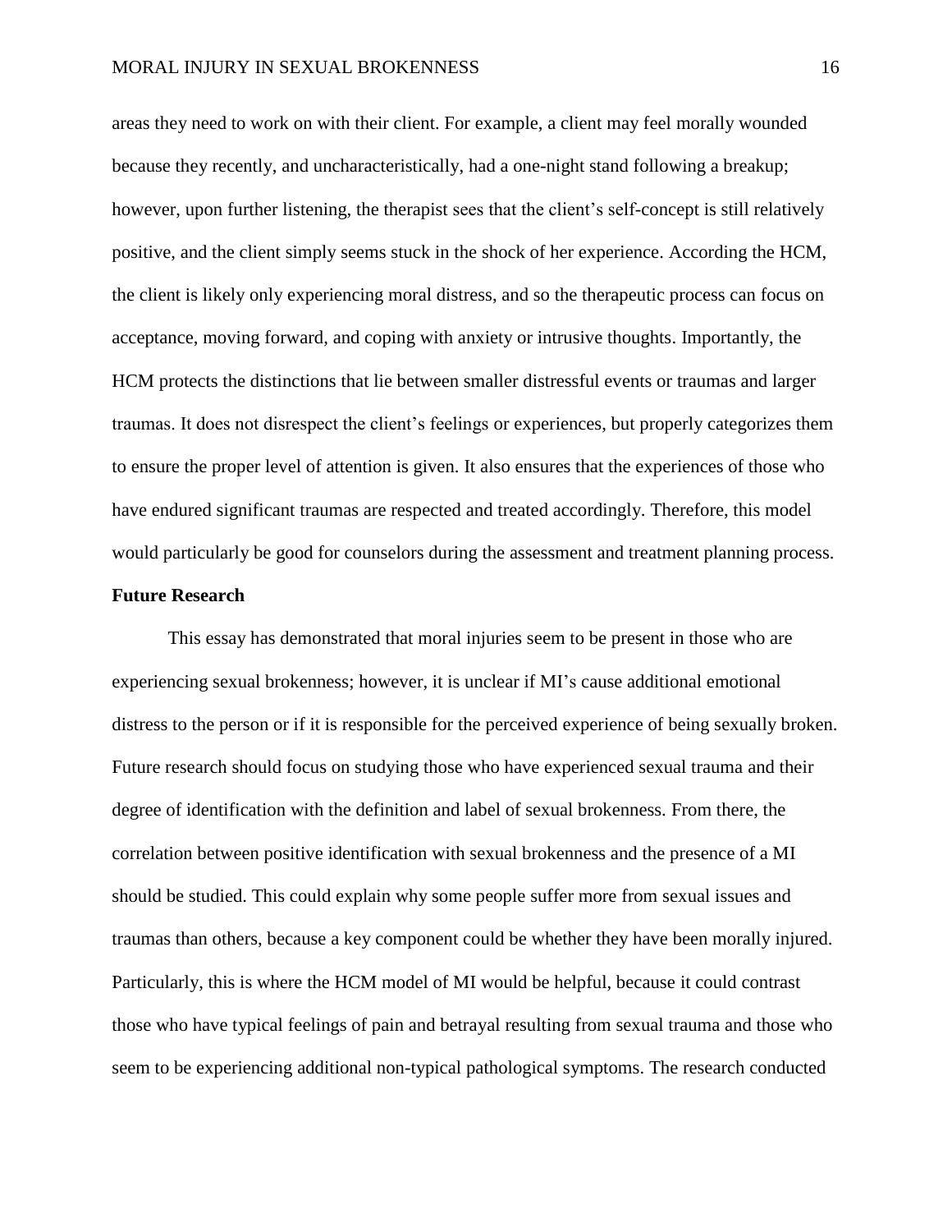areas they need to work on with their client. For example, a client may feel morally wounded because they recently, and uncharacteristically, had a one-night stand following a breakup; however, upon further listening, the therapist sees that the client's self-concept is still relatively positive, and the client simply seems stuck in the shock of her experience. According the HCM, the client is likely only experiencing moral distress, and so the therapeutic process can focus on acceptance, moving forward, and coping with anxiety or intrusive thoughts. Importantly, the HCM protects the distinctions that lie between smaller distressful events or traumas and larger traumas. It does not disrespect the client's feelings or experiences, but properly categorizes them to ensure the proper level of attention is given. It also ensures that the experiences of those who have endured significant traumas are respected and treated accordingly. Therefore, this model would particularly be good for counselors during the assessment and treatment planning process.

**Future Research**

This essay has demonstrated that moral injuries seem to be present in those who are experiencing sexual brokenness; however, it is unclear if MI's cause additional emotional distress to the person or if it is responsible for the perceived experience of being sexually broken. Future research should focus on studying those who have experienced sexual trauma and their degree of identification with the definition and label of sexual brokenness. From there, the correlation between positive identification with sexual brokenness and the presence of a MI should be studied. This could explain why some people suffer more from sexual issues and traumas than others, because a key component could be whether they have been morally injured. Particularly, this is where the HCM model of MI would be helpful, because it could contrast those who have typical feelings of pain and betrayal resulting from sexual trauma and those who seem to be experiencing additional non-typical pathological symptoms. The research conducted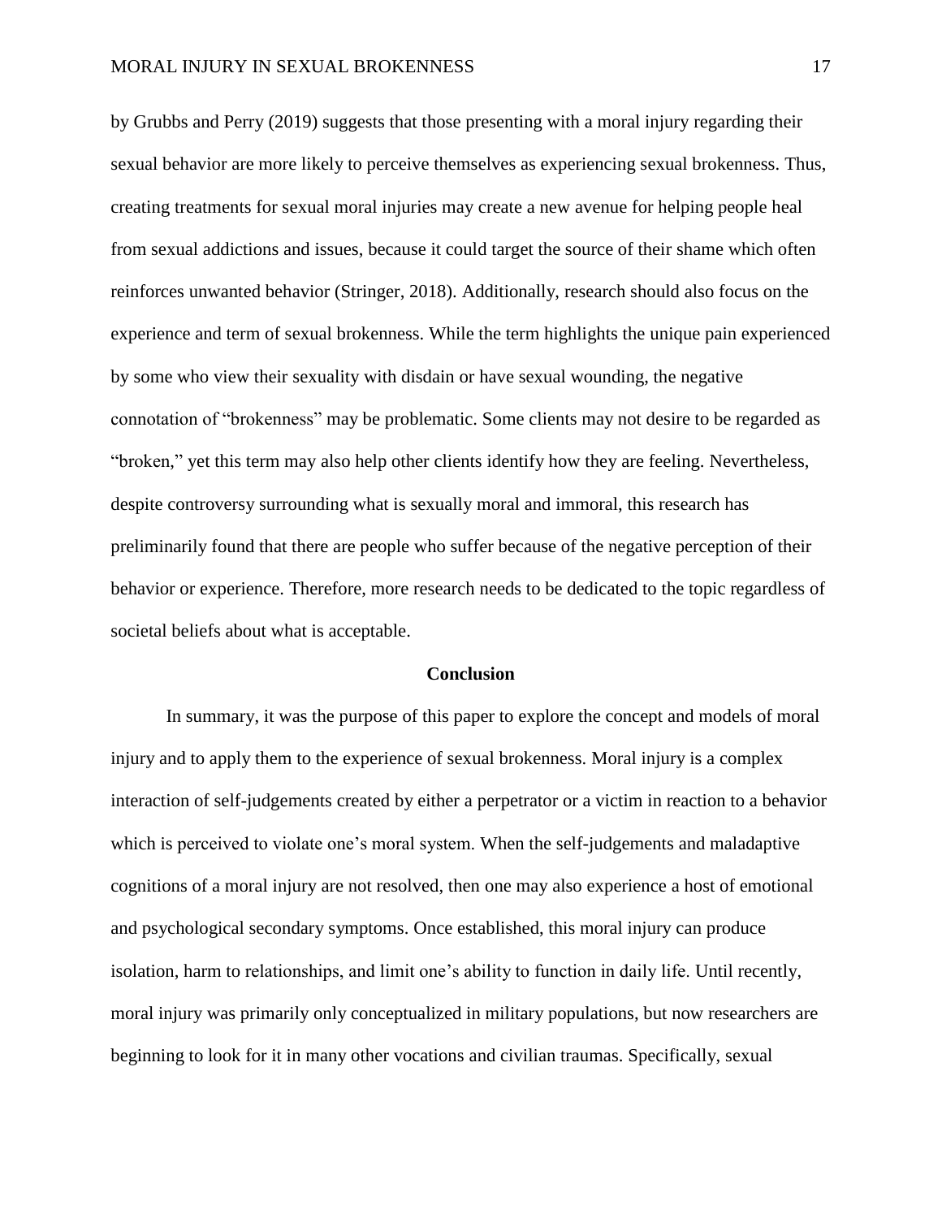by Grubbs and Perry (2019) suggests that those presenting with a moral injury regarding their sexual behavior are more likely to perceive themselves as experiencing sexual brokenness. Thus, creating treatments for sexual moral injuries may create a new avenue for helping people heal from sexual addictions and issues, because it could target the source of their shame which often reinforces unwanted behavior (Stringer, 2018). Additionally, research should also focus on the experience and term of sexual brokenness. While the term highlights the unique pain experienced by some who view their sexuality with disdain or have sexual wounding, the negative connotation of "brokenness" may be problematic. Some clients may not desire to be regarded as "broken," yet this term may also help other clients identify how they are feeling. Nevertheless, despite controversy surrounding what is sexually moral and immoral, this research has preliminarily found that there are people who suffer because of the negative perception of their behavior or experience. Therefore, more research needs to be dedicated to the topic regardless of societal beliefs about what is acceptable.

## Conclusion

In summary, it was the purpose of this paper to explore the concept and models of moral injury and to apply them to the experience of sexual brokenness. Moral injury is a complex interaction of self-judgements created by either a perpetrator or a victim in reaction to a behavior which is perceived to violate one's moral system. When the self-judgements and maladaptive cognitions of a moral injury are not resolved, then one may also experience a host of emotional and psychological secondary symptoms. Once established, this moral injury can produce isolation, harm to relationships, and limit one's ability to function in daily life. Until recently, moral injury was primarily only conceptualized in military populations, but now researchers are beginning to look for it in many other vocations and civilian traumas. Specifically, sexual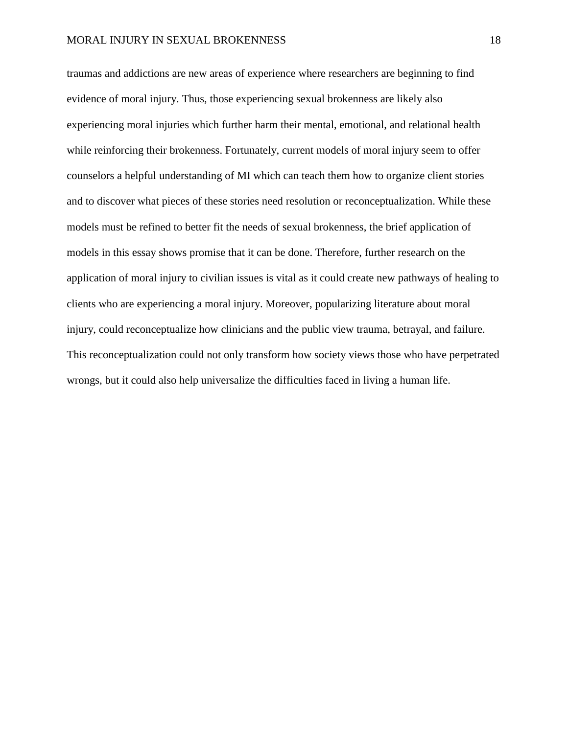traumas and addictions are new areas of experience where researchers are beginning to find evidence of moral injury. Thus, those experiencing sexual brokenness are likely also experiencing moral injuries which further harm their mental, emotional, and relational health while reinforcing their brokenness. Fortunately, current models of moral injury seem to offer counselors a helpful understanding of MI which can teach them how to organize client stories and to discover what pieces of these stories need resolution or reconceptualization. While these models must be refined to better fit the needs of sexual brokenness, the brief application of models in this essay shows promise that it can be done. Therefore, further research on the application of moral injury to civilian issues is vital as it could create new pathways of healing to clients who are experiencing a moral injury. Moreover, popularizing literature about moral injury, could reconceptualize how clinicians and the public view trauma, betrayal, and failure. This reconceptualization could not only transform how society views those who have perpetrated wrongs, but it could also help universalize the difficulties faced in living a human life.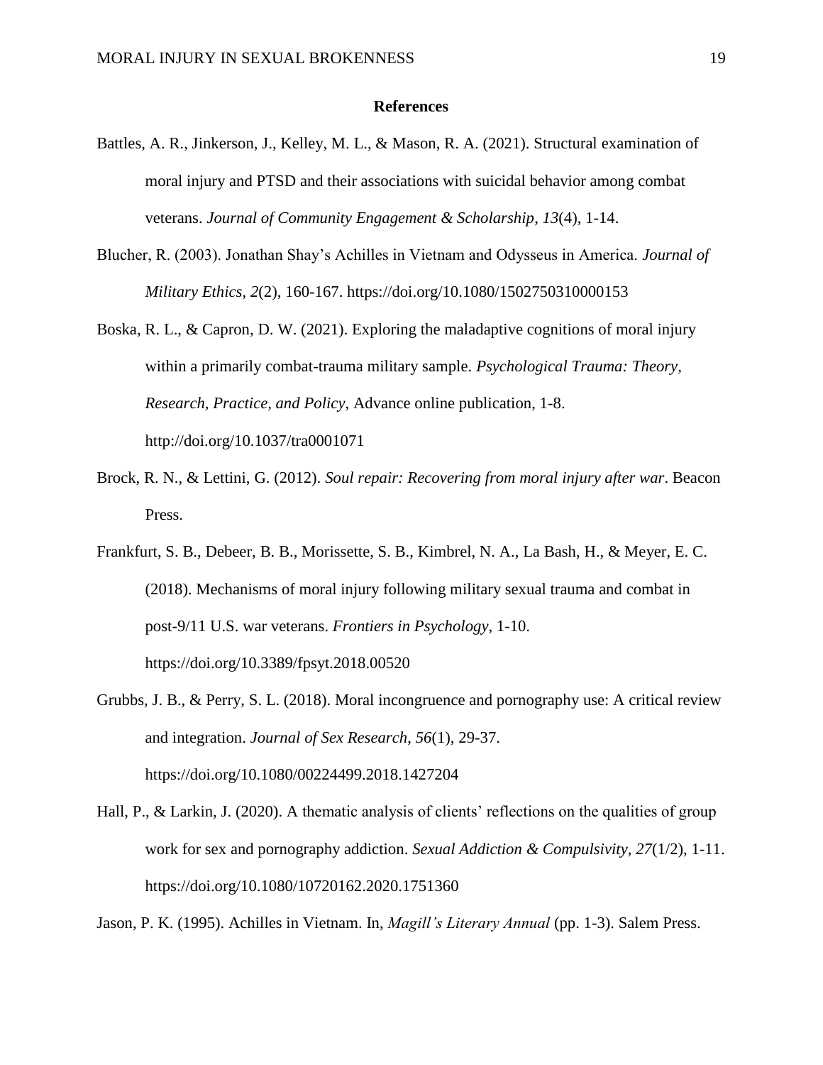**References**

Battles, A. R., Jinkerson, J., Kelley, M. L., & Mason, R. A. (2021). Structural examination of moral injury and PTSD and their associations with suicidal behavior among combat veterans. *Journal of Community Engagement & Scholarship*, *13*(4), 1-14.

Blucher, R. (2003). Jonathan Shay's Achilles in Vietnam and Odysseus in America. *Journal of Military Ethics*, *2*(2), 160-167. https://doi.org/10.1080/1502750310000153

Boska, R. L., & Capron, D. W. (2021). Exploring the maladaptive cognitions of moral injury within a primarily combat-trauma military sample. *Psychological Trauma: Theory, Research, Practice, and Policy*, Advance online publication, 1-8. http://doi.org/10.1037/tra0001071

Brock, R. N., & Lettini, G. (2012). *Soul repair: Recovering from moral injury after war*. Beacon Press.

Frankfurt, S. B., Debeer, B. B., Morissette, S. B., Kimbrel, N. A., La Bash, H., & Meyer, E. C. (2018). Mechanisms of moral injury following military sexual trauma and combat in post-9/11 U.S. war veterans. *Frontiers in Psychology*, 1-10. https://doi.org/10.3389/fpsyt.2018.00520

Grubbs, J. B., & Perry, S. L. (2018). Moral incongruence and pornography use: A critical review and integration. *Journal of Sex Research*, *56*(1), 29-37. https://doi.org/10.1080/00224499.2018.1427204

Hall, P., & Larkin, J. (2020). A thematic analysis of clients' reflections on the qualities of group work for sex and pornography addiction. *Sexual Addiction & Compulsivity*, *27*(1/2), 1-11. https://doi.org/10.1080/10720162.2020.1751360

Jason, P. K. (1995). Achilles in Vietnam. In, *Magill's Literary Annual* (pp. 1-3). Salem Press.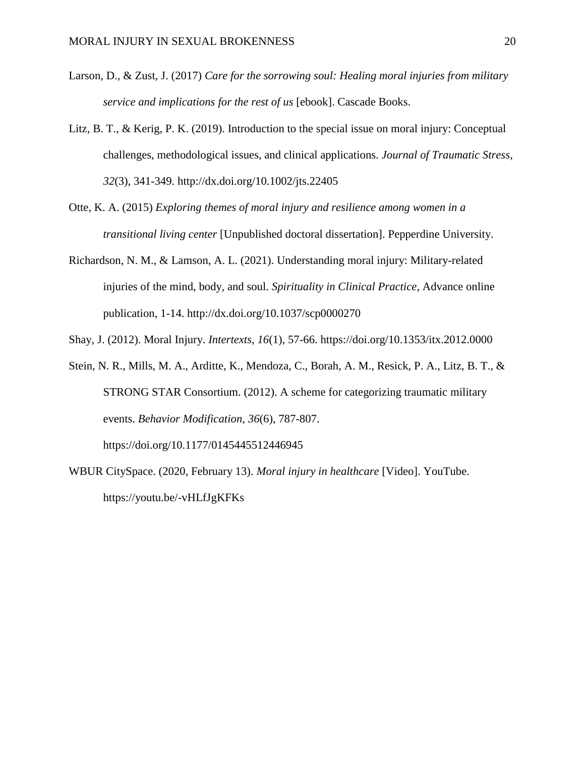Larson, D., & Zust, J. (2017) *Care for the sorrowing soul: Healing moral injuries from military service and implications for the rest of us* [ebook]. Cascade Books.

Litz, B. T., & Kerig, P. K. (2019). Introduction to the special issue on moral injury: Conceptual challenges, methodological issues, and clinical applications. *Journal of Traumatic Stress*, *32*(3), 341-349. http://dx.doi.org/10.1002/jts.22405

Otte, K. A. (2015) *Exploring themes of moral injury and resilience among women in a transitional living center* [Unpublished doctoral dissertation]. Pepperdine University.

Richardson, N. M., & Lamson, A. L. (2021). Understanding moral injury: Military-related injuries of the mind, body, and soul. *Spirituality in Clinical Practice*, Advance online publication, 1-14. http://dx.doi.org/10.1037/scp0000270

Shay, J. (2012). Moral Injury. *Intertexts*, *16*(1), 57-66. https://doi.org/10.1353/itx.2012.0000

Stein, N. R., Mills, M. A., Arditte, K., Mendoza, C., Borah, A. M., Resick, P. A., Litz, B. T., & STRONG STAR Consortium. (2012). A scheme for categorizing traumatic military events. *Behavior Modification*, *36*(6), 787-807. https://doi.org/10.1177/0145445512446945

WBUR CitySpace. (2020, February 13). *Moral injury in healthcare* [Video]. YouTube. https://youtu.be/-vHLfJgKFKs